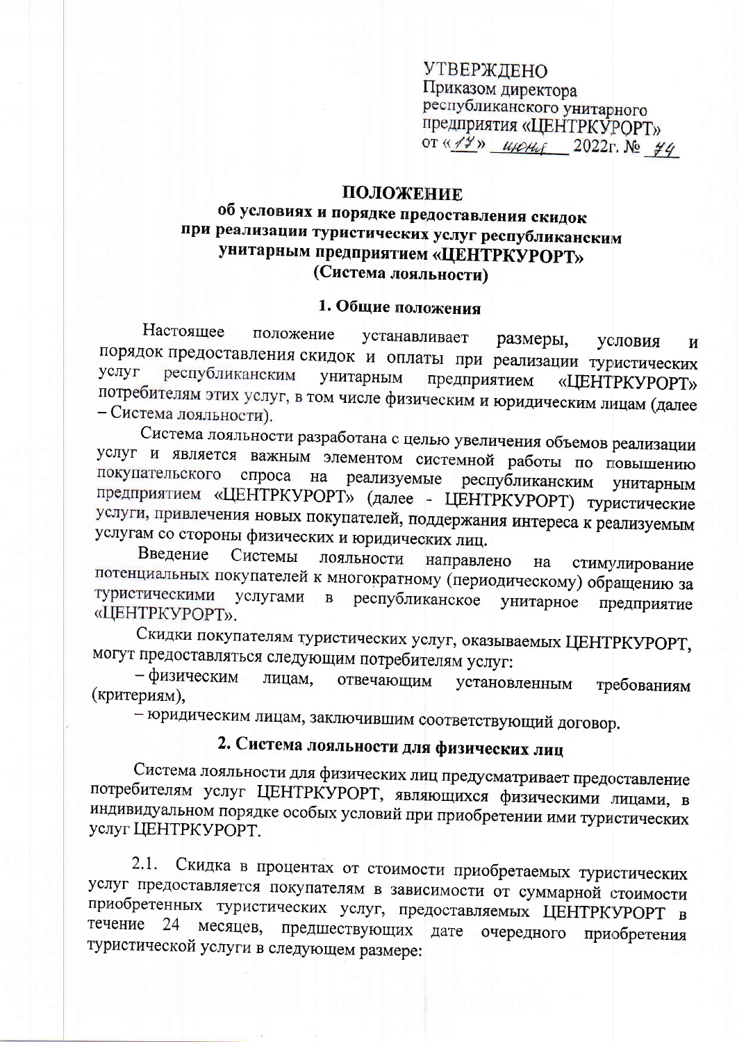УТВЕРЖДЕНО
Приказом директора
республиканского унитарного
предприятия «ЦЕНТРКУРОРТ»
от «17» июня 2022г. № 74

# ПОЛОЖЕНИЕ
## об условиях и порядке предоставления скидок при реализации туристических услуг республиканским унитарным предприятием «ЦЕНТРКУРОРТ» (Система лояльности)

### 1. Общие положения

Настоящее положение устанавливает размеры, условия и порядок предоставления скидок и оплаты при реализации туристических услуг республиканским унитарным предприятием «ЦЕНТРКУРОРТ» потребителям этих услуг, в том числе физическим и юридическим лицам (далее – Система лояльности).

Система лояльности разработана с целью увеличения объемов реализации услуг и является важным элементом системной работы по повышению покупательского спроса на реализуемые республиканским унитарным предприятием «ЦЕНТРКУРОРТ» (далее - ЦЕНТРКУРОРТ) туристические услуги, привлечения новых покупателей, поддержания интереса к реализуемым услугам со стороны физических и юридических лиц.

Введение Системы лояльности направлено на стимулирование потенциальных покупателей к многократному (периодическому) обращению за туристическими услугами в республиканское унитарное предприятие «ЦЕНТРКУРОРТ».

Скидки покупателям туристических услуг, оказываемых ЦЕНТРКУРОРТ, могут предоставляться следующим потребителям услуг:

– физическим лицам, отвечающим установленным требованиям (критериям),

– юридическим лицам, заключившим соответствующий договор.

### 2. Система лояльности для физических лиц

Система лояльности для физических лиц предусматривает предоставление потребителям услуг ЦЕНТРКУРОРТ, являющихся физическими лицами, в индивидуальном порядке особых условий при приобретении ими туристических услуг ЦЕНТРКУРОРТ.

2.1. Скидка в процентах от стоимости приобретаемых туристических услуг предоставляется покупателям в зависимости от суммарной стоимости приобретенных туристических услуг, предоставляемых ЦЕНТРКУРОРТ в течение 24 месяцев, предшествующих дате очередного приобретения туристической услуги в следующем размере: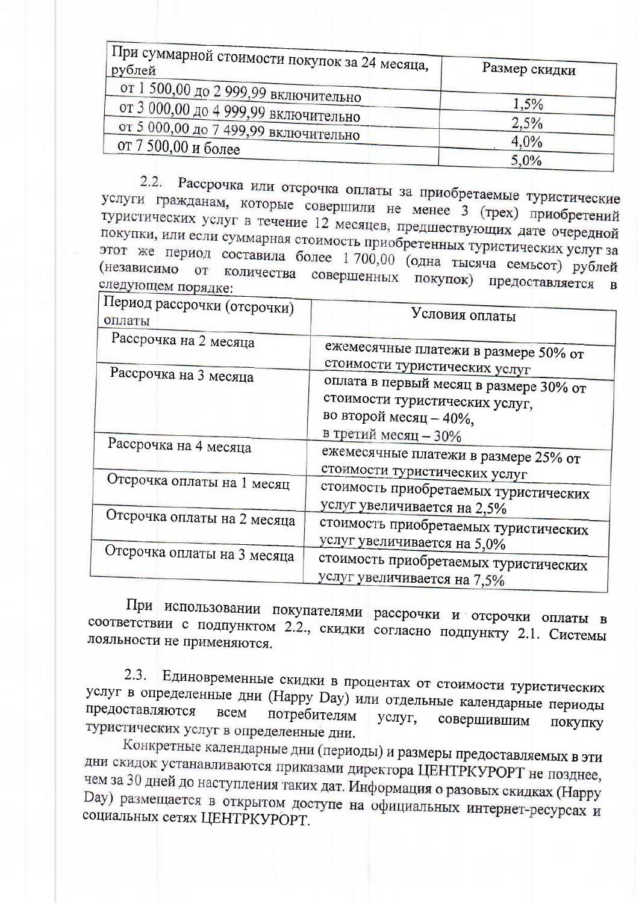| При суммарной стоимости покупок за 24 месяца, рублей | Размер скидки |
| --- | --- |
| от 1 500,00 до 2 999,99 включительно | 1,5% |
| от 3 000,00 до 4 999,99 включительно | 2,5% |
| от 5 000,00 до 7 499,99 включительно | 4,0% |
| от 7 500,00 и более | 5,0% |

2.2. Рассрочка или отсрочка оплаты за приобретаемые туристические услуги гражданам, которые совершили не менее 3 (трех) приобретений туристических услуг в течение 12 месяцев, предшествующих дате очередной покупки, или если суммарная стоимость приобретенных туристических услуг за этот же период составила более 1 700,00 (одна тысяча семьсот) рублей (независимо от количества совершенных покупок) предоставляется в следующем порядке:

| Период рассрочки (отсрочки) оплаты | Условия оплаты |
| --- | --- |
| Рассрочка на 2 месяца | ежемесячные платежи в размере 50% от стоимости туристических услуг |
| Рассрочка на 3 месяца | оплата в первый месяц в размере 30% от стоимости туристических услуг, во второй месяц – 40%, в третий месяц – 30% |
| Рассрочка на 4 месяца | ежемесячные платежи в размере 25% от стоимости туристических услуг |
| Отсрочка оплаты на 1 месяц | стоимость приобретаемых туристических услуг увеличивается на 2,5% |
| Отсрочка оплаты на 2 месяца | стоимость приобретаемых туристических услуг увеличивается на 5,0% |
| Отсрочка оплаты на 3 месяца | стоимость приобретаемых туристических услуг увеличивается на 7,5% |

При использовании покупателями рассрочки и отсрочки оплаты в соответствии с подпунктом 2.2., скидки согласно подпункту 2.1. Системы лояльности не применяются.

2.3. Единовременные скидки в процентах от стоимости туристических услуг в определенные дни (Happy Day) или отдельные календарные периоды предоставляются всем потребителям услуг, совершившим покупку туристических услуг в определенные дни.

Конкретные календарные дни (периоды) и размеры предоставляемых в эти дни скидок устанавливаются приказами директора ЦЕНТРКУРОРТ не позднее, чем за 30 дней до наступления таких дат. Информация о разовых скидках (Happy Day) размещается в открытом доступе на официальных интернет-ресурсах и социальных сетях ЦЕНТРКУРОРТ.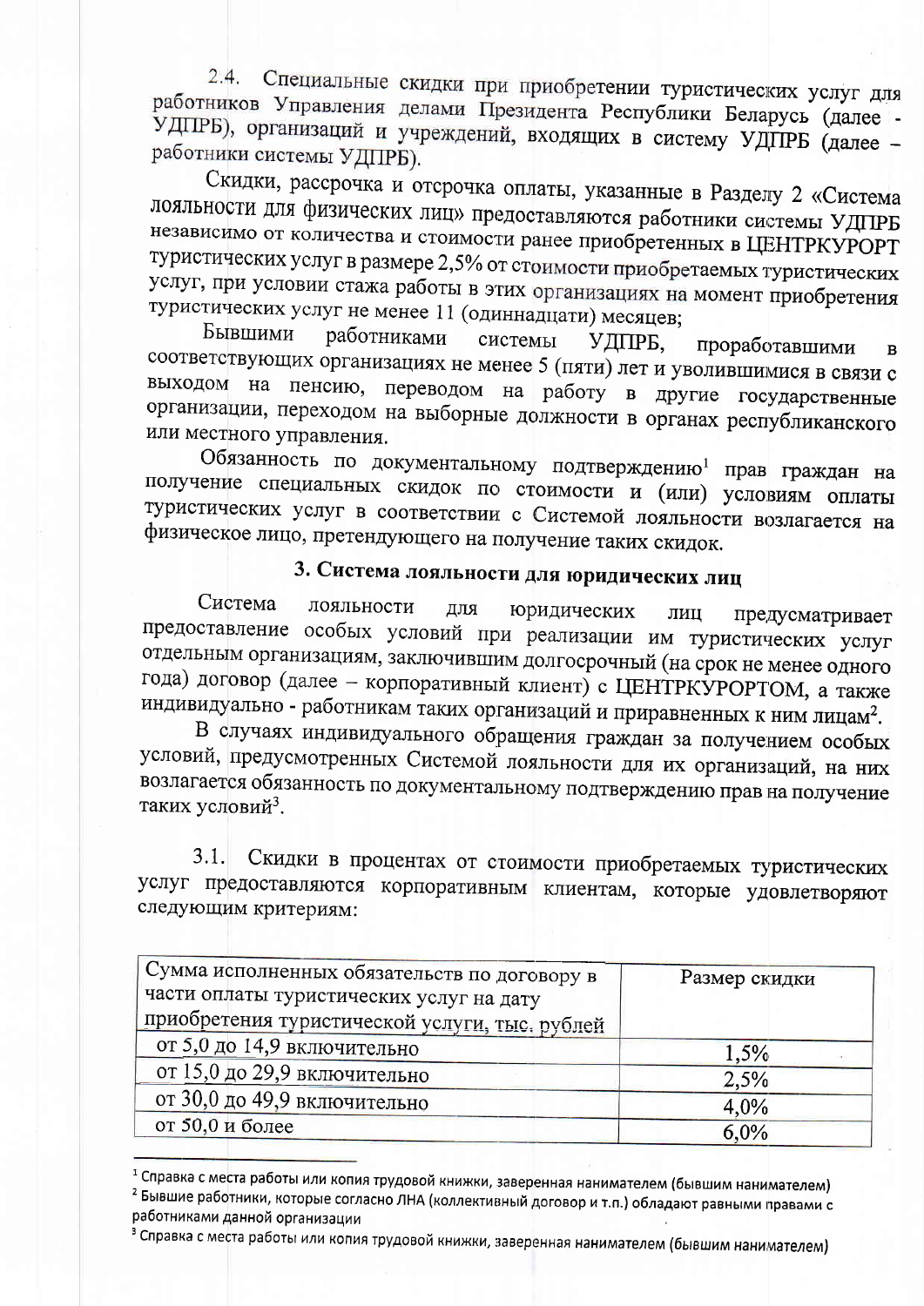2.4. Специальные скидки при приобретении туристических услуг для работников Управления делами Президента Республики Беларусь (далее - УДПРБ), организаций и учреждений, входящих в систему УДПРБ (далее – работники системы УДПРБ).

Скидки, рассрочка и отсрочка оплаты, указанные в Разделу 2 «Система лояльности для физических лиц» предоставляются работники системы УДПРБ независимо от количества и стоимости ранее приобретенных в ЦЕНТРКУРОРТ туристических услуг в размере 2,5% от стоимости приобретаемых туристических услуг, при условии стажа работы в этих организациях на момент приобретения туристических услуг не менее 11 (одиннадцати) месяцев;

Бывшими работниками системы УДПРБ, проработавшими в соответствующих организациях не менее 5 (пяти) лет и уволившимися в связи с выходом на пенсию, переводом на работу в другие государственные организации, переходом на выборные должности в органах республиканского или местного управления.

Обязанность по документальному подтверждению[1] прав граждан на получение специальных скидок по стоимости и (или) условиям оплаты туристических услуг в соответствии с Системой лояльности возлагается на физическое лицо, претендующего на получение таких скидок.

## 3. Система лояльности для юридических лиц

Система лояльности для юридических лиц предусматривает предоставление особых условий при реализации им туристических услуг отдельным организациям, заключившим долгосрочный (на срок не менее одного года) договор (далее – корпоративный клиент) с ЦЕНТРКУРОРТОМ, а также индивидуально - работникам таких организаций и приравненных к ним лицам[2].

В случаях индивидуального обращения граждан за получением особых условий, предусмотренных Системой лояльности для их организаций, на них возлагается обязанность по документальному подтверждению прав на получение таких условий[3].

3.1. Скидки в процентах от стоимости приобретаемых туристических услуг предоставляются корпоративным клиентам, которые удовлетворяют следующим критериям:

| Сумма исполненных обязательств по договору в части оплаты туристических услуг на дату приобретения туристической услуги, тыс. рублей | Размер скидки |
|---|---|
| от 5,0 до 14,9 включительно | 1,5% |
| от 15,0 до 29,9 включительно | 2,5% |
| от 30,0 до 49,9 включительно | 4,0% |
| от 50,0 и более | 6,0% |

---

[1] Справка с места работы или копия трудовой книжки, заверенная нанимателем (бывшим нанимателем)

[2] Бывшие работники, которые согласно ЛНА (коллективный договор и т.п.) обладают равными правами с работниками данной организации

[3] Справка с места работы или копия трудовой книжки, заверенная нанимателем (бывшим нанимателем)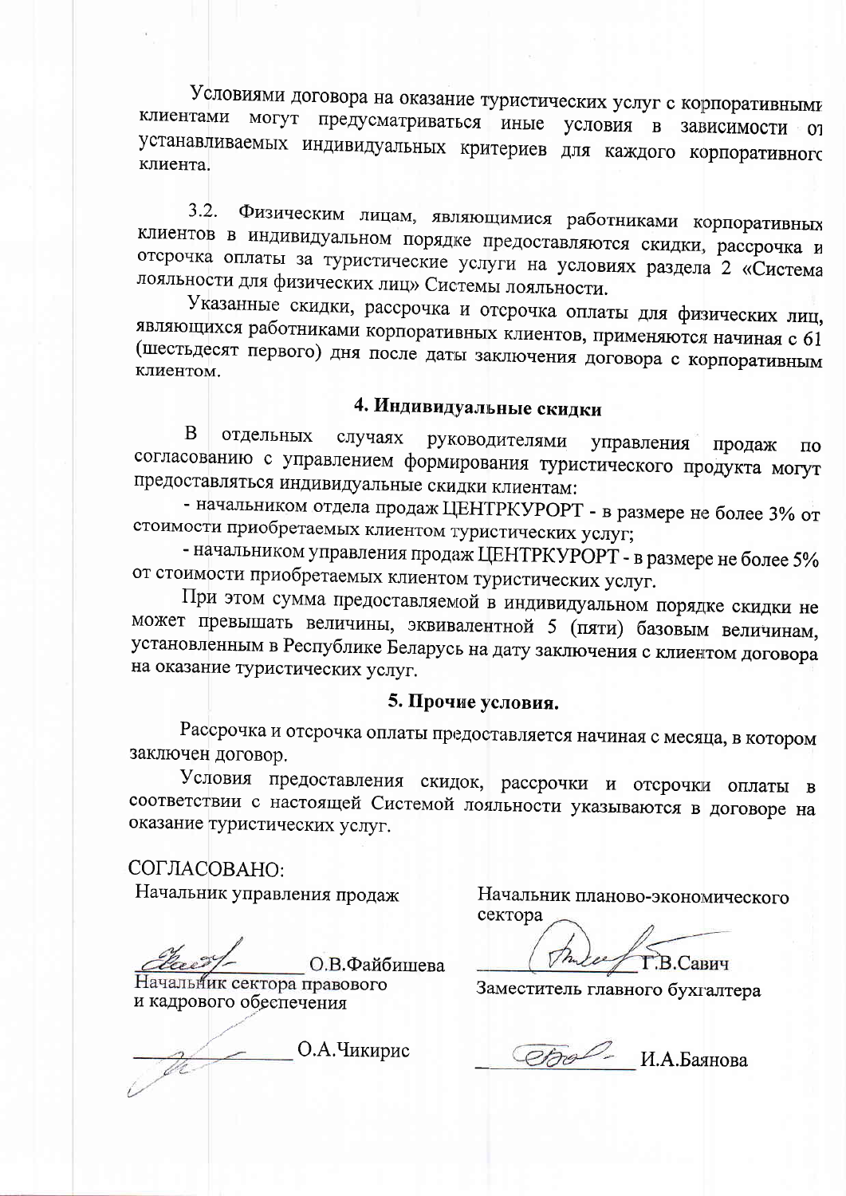Условиями договора на оказание туристических услуг с корпоративными клиентами могут предусматриваться иные условия в зависимости от устанавливаемых индивидуальных критериев для каждого корпоративного клиента.

3.2. Физическим лицам, являющимися работниками корпоративных клиентов в индивидуальном порядке предоставляются скидки, рассрочка и отсрочка оплаты за туристические услуги на условиях раздела 2 «Система лояльности для физических лиц» Системы лояльности.

Указанные скидки, рассрочка и отсрочка оплаты для физических лиц, являющихся работниками корпоративных клиентов, применяются начиная с 61 (шестьдесят первого) дня после даты заключения договора с корпоративным клиентом.

## 4. Индивидуальные скидки

В отдельных случаях руководителями управления продаж по согласованию с управлением формирования туристического продукта могут предоставляться индивидуальные скидки клиентам:

- начальником отдела продаж ЦЕНТРКУРОРТ - в размере не более 3% от стоимости приобретаемых клиентом туристических услуг;
- начальником управления продаж ЦЕНТРКУРОРТ - в размере не более 5% от стоимости приобретаемых клиентом туристических услуг.

При этом сумма предоставляемой в индивидуальном порядке скидки не может превышать величины, эквивалентной 5 (пяти) базовым величинам, установленным в Республике Беларусь на дату заключения с клиентом договора на оказание туристических услуг.

## 5. Прочие условия.

Рассрочка и отсрочка оплаты предоставляется начиная с месяца, в котором заключен договор.

Условия предоставления скидок, рассрочки и отсрочки оплаты в соответствии с настоящей Системой лояльности указываются в договоре на оказание туристических услуг.

СОГЛАСОВАНО:

Начальник управления продаж

_____________ О.В.Файбишева

Начальник планово-экономического сектора

_____________ Г.В.Савич

Начальник сектора правового и кадрового обеспечения

_____________ О.А.Чикирис

Заместитель главного бухгалтера

_____________ И.А.Баянова